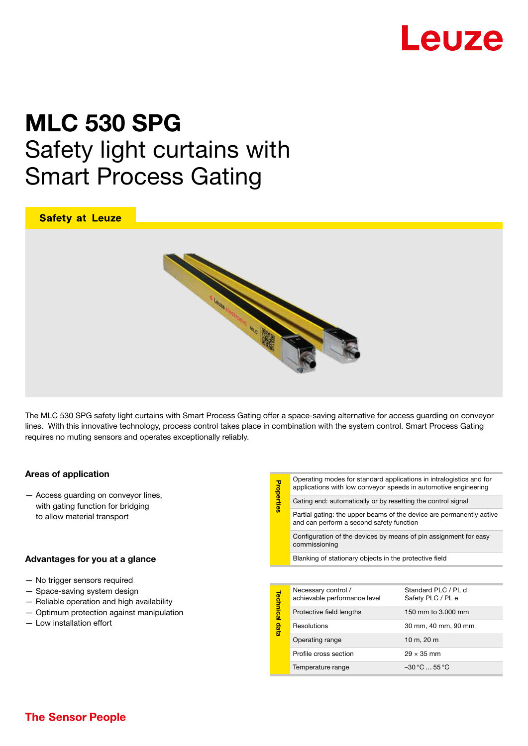# MLC 530 SPG

## Safety light curtains with Smart Process Gating

**Safety at Leuze**

The MLC 530 SPG safety light curtains with Smart Process Gating offer a space-saving alternative for access guarding on conveyor lines. With this innovative technology, process control takes place in combination with the system control. Smart Process Gating requires no muting sensors and operates exceptionally reliably.

### Areas of application

— Access guarding on conveyor lines, with gating function for bridging to allow material transport

### Advantages for you at a glance

— No trigger sensors required
— Space-saving system design
— Reliable operation and high availability
— Optimum protection against manipulation
— Low installation effort

**Properties**

| |
|---|
| Operating modes for standard applications in intralogistics and for applications with low conveyor speeds in automotive engineering |
| Gating end: automatically or by resetting the control signal |
| Partial gating: the upper beams of the device are permanently active and can perform a second safety function |
| Configuration of the devices by means of pin assignment for easy commissioning |
| Blanking of stationary objects in the protective field |

**Technical data**

| | |
|---|---|
| Necessary control / achievable performance level | Standard PLC / PL d<br>Safety PLC / PL e |
| Protective field lengths | 150 mm to 3.000 mm |
| Resolutions | 30 mm, 40 mm, 90 mm |
| Operating range | 10 m, 20 m |
| Profile cross section | 29 × 35 mm |
| Temperature range | –30 °C … 55 °C |

**The Sensor People**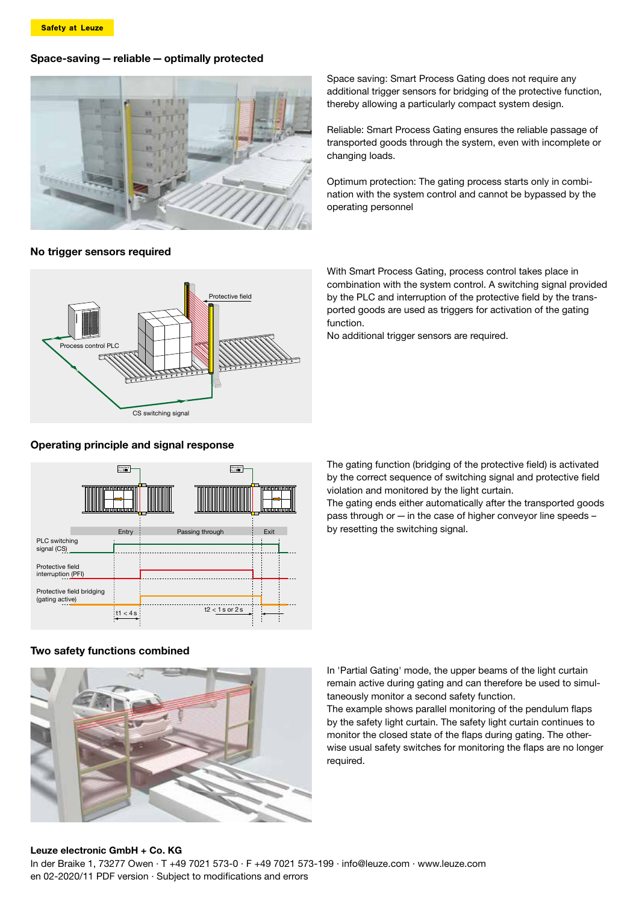Safety at Leuze

## Space-saving — reliable — optimally protected

Space saving: Smart Process Gating does not require any additional trigger sensors for bridging of the protective function, thereby allowing a particularly compact system design.

Reliable: Smart Process Gating ensures the reliable passage of transported goods through the system, even with incomplete or changing loads.

Optimum protection: The gating process starts only in combination with the system control and cannot be bypassed by the operating personnel

## No trigger sensors required

Protective field

Process control PLC

CS switching signal

With Smart Process Gating, process control takes place in combination with the system control. A switching signal provided by the PLC and interruption of the protective field by the transported goods are used as triggers for activation of the gating function.
No additional trigger sensors are required.

## Operating principle and signal response

Entry

Passing through

Exit

PLC switching signal (CS)

Protective field interruption (PFI)

Protective field bridging (gating active)

t1 < 4 s

t2 < 1 s or 2 s

The gating function (bridging of the protective field) is activated by the correct sequence of switching signal and protective field violation and monitored by the light curtain.
The gating ends either automatically after the transported goods pass through or — in the case of higher conveyor line speeds – by resetting the switching signal.

## Two safety functions combined

In 'Partial Gating' mode, the upper beams of the light curtain remain active during gating and can therefore be used to simultaneously monitor a second safety function.
The example shows parallel monitoring of the pendulum flaps by the safety light curtain. The safety light curtain continues to monitor the closed state of the flaps during gating. The otherwise usual safety switches for monitoring the flaps are no longer required.

**Leuze electronic GmbH + Co. KG**
In der Braike 1, 73277 Owen · T +49 7021 573-0 · F +49 7021 573-199 · info@leuze.com · www.leuze.com
en 02-2020/11 PDF version · Subject to modifications and errors